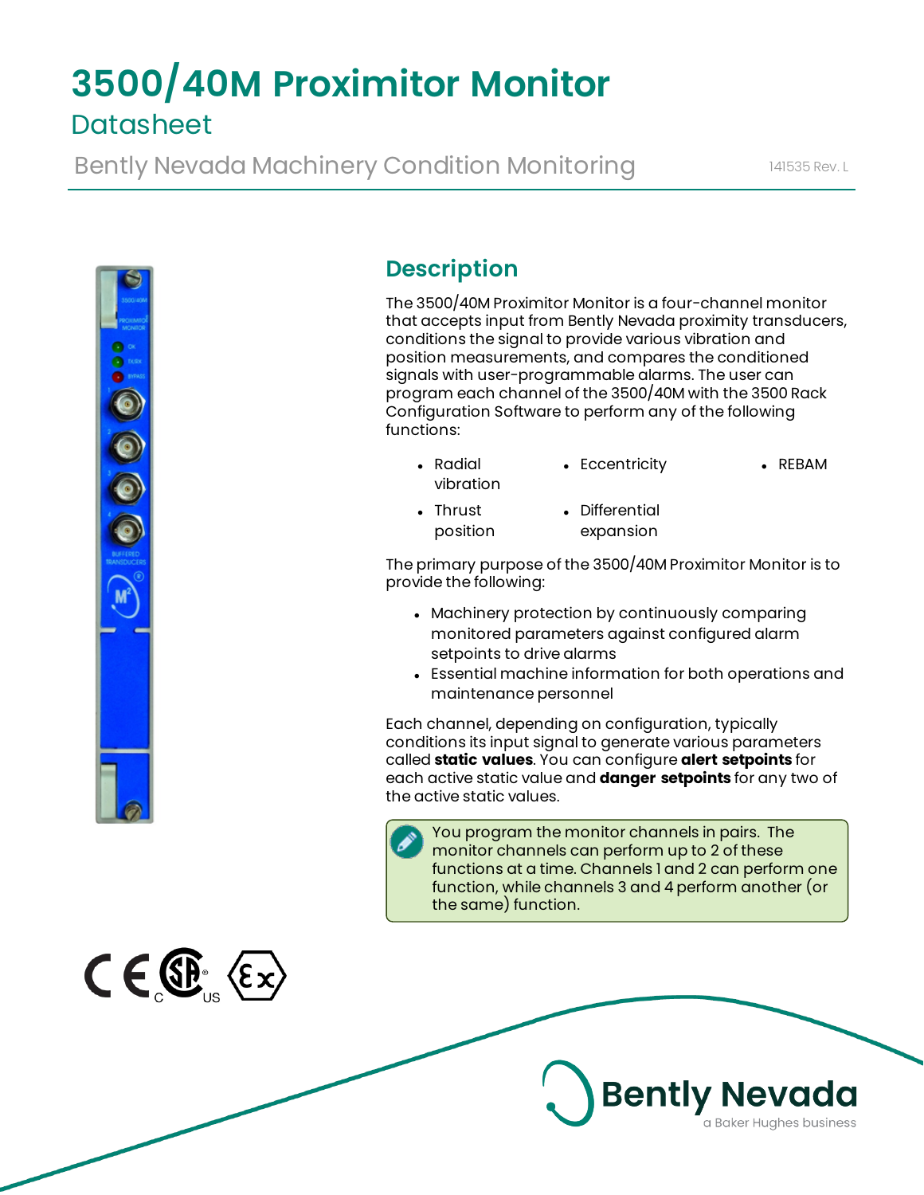# 3500/40M Proximitor Monitor

## Datasheet

Bently Nevada Machinery Condition Monitoring

141535 Rev. L

## Description

The 3500/40M Proximitor Monitor is a four-channel monitor that accepts input from Bently Nevada proximity transducers, conditions the signal to provide various vibration and position measurements, and compares the conditioned signals with user-programmable alarms. The user can program each channel of the 3500/40M with the 3500 Rack Configuration Software to perform any of the following functions:

- Radial vibration
- Thrust position
- Eccentricity
- Differential expansion
- REBAM

The primary purpose of the 3500/40M Proximitor Monitor is to provide the following:

- Machinery protection by continuously comparing monitored parameters against configured alarm setpoints to drive alarms
- Essential machine information for both operations and maintenance personnel

Each channel, depending on configuration, typically conditions its input signal to generate various parameters called **static values**. You can configure **alert setpoints** for each active static value and **danger setpoints** for any two of the active static values.

> You program the monitor channels in pairs. The monitor channels can perform up to 2 of these functions at a time. Channels 1 and 2 can perform one function, while channels 3 and 4 perform another (or the same) function.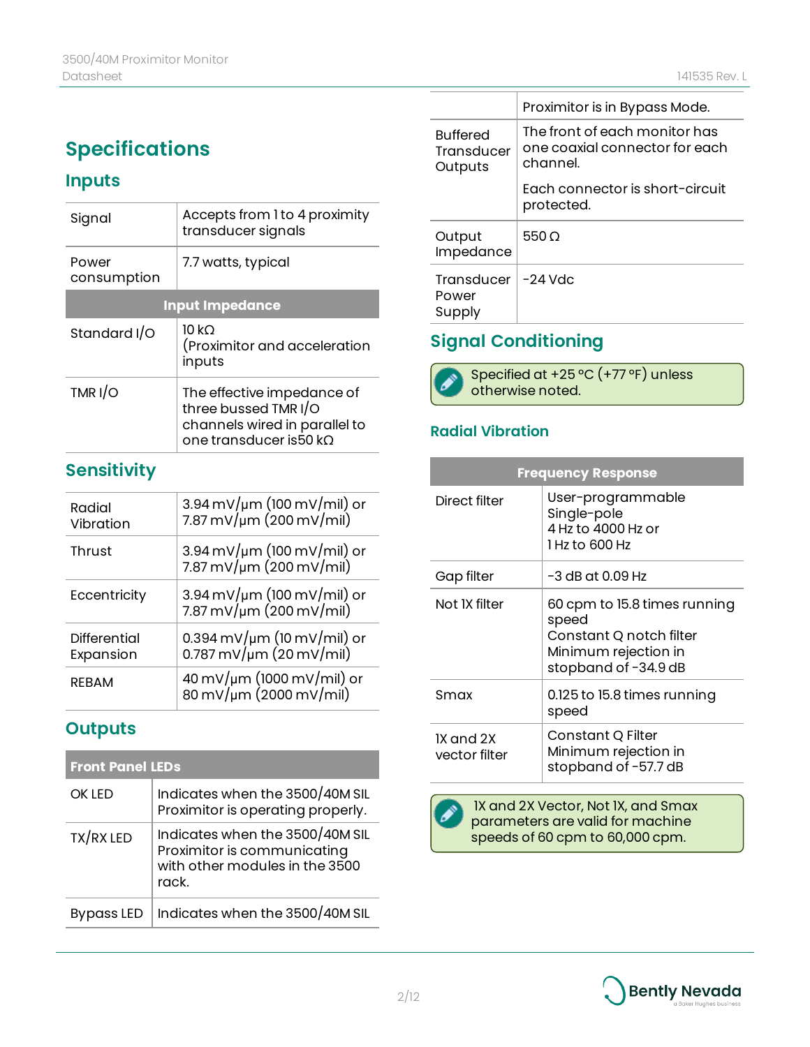## Specifications

### Inputs

| | |
|---|---|
| Signal | Accepts from 1 to 4 proximity transducer signals |
| Power consumption | 7.7 watts, typical |
| **Input Impedance** | |
| Standard I/O | 10 kΩ (Proximitor and acceleration inputs |
| TMR I/O | The effective impedance of three bussed TMR I/O channels wired in parallel to one transducer is50 kΩ |

### Sensitivity

| | |
|---|---|
| Radial Vibration | 3.94 mV/µm (100 mV/mil) or 7.87 mV/µm (200 mV/mil) |
| Thrust | 3.94 mV/µm (100 mV/mil) or 7.87 mV/µm (200 mV/mil) |
| Eccentricity | 3.94 mV/µm (100 mV/mil) or 7.87 mV/µm (200 mV/mil) |
| Differential Expansion | 0.394 mV/µm (10 mV/mil) or 0.787 mV/µm (20 mV/mil) |
| REBAM | 40 mV/µm (1000 mV/mil) or 80 mV/µm (2000 mV/mil) |

### Outputs

| Front Panel LEDs | |
|---|---|
| OK LED | Indicates when the 3500/40M SIL Proximitor is operating properly. |
| TX/RX LED | Indicates when the 3500/40M SIL Proximitor is communicating with other modules in the 3500 rack. |
| Bypass LED | Indicates when the 3500/40M SIL Proximitor is in Bypass Mode. |
| Buffered Transducer Outputs | The front of each monitor has one coaxial connector for each channel.<br><br>Each connector is short-circuit protected. |
| Output Impedance | 550 Ω |
| Transducer Power Supply | -24 Vdc |

## Signal Conditioning

> Specified at +25 °C (+77 °F) unless otherwise noted.

### Radial Vibration

| Frequency Response | |
|---|---|
| Direct filter | User-programmable Single-pole 4 Hz to 4000 Hz or 1 Hz to 600 Hz |
| Gap filter | -3 dB at 0.09 Hz |
| Not 1X filter | 60 cpm to 15.8 times running speed Constant Q notch filter Minimum rejection in stopband of -34.9 dB |
| Smax | 0.125 to 15.8 times running speed |
| 1X and 2X vector filter | Constant Q Filter Minimum rejection in stopband of -57.7 dB |

> 1X and 2X Vector, Not 1X, and Smax parameters are valid for machine speeds of 60 cpm to 60,000 cpm.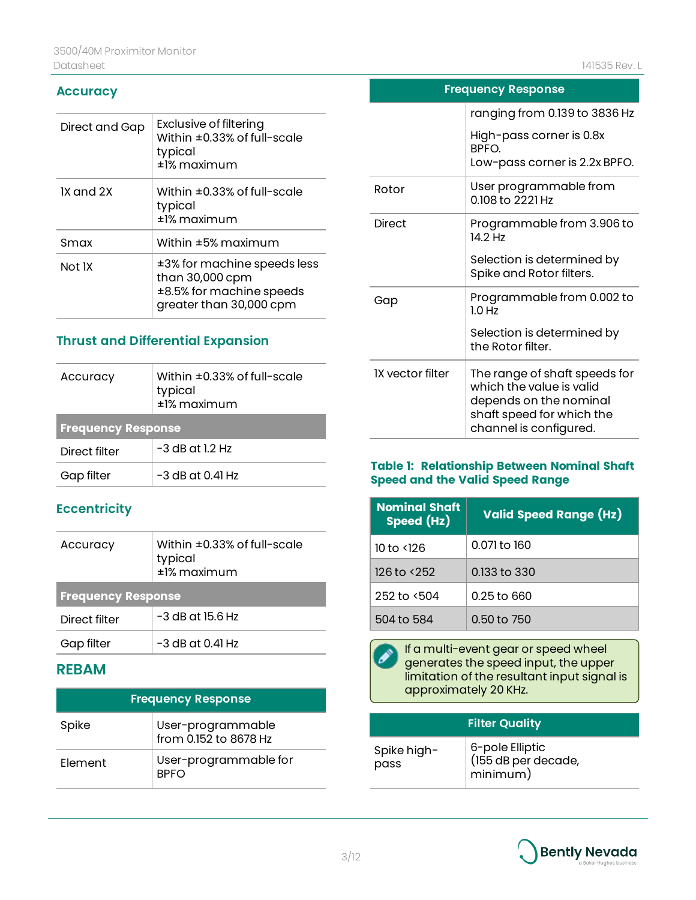## Accuracy

| | |
|---|---|
| Direct and Gap | Exclusive of filtering<br>Within ±0.33% of full-scale typical<br>±1% maximum |
| 1X and 2X | Within ±0.33% of full-scale typical<br>±1% maximum |
| Smax | Within ±5% maximum |
| Not 1X | ±3% for machine speeds less than 30,000 cpm<br>±8.5% for machine speeds greater than 30,000 cpm |

## Thrust and Differential Expansion

| | |
|---|---|
| Accuracy | Within ±0.33% of full-scale typical<br>±1% maximum |
| **Frequency Response** | |
| Direct filter | -3 dB at 1.2 Hz |
| Gap filter | -3 dB at 0.41 Hz |

## Eccentricity

| | |
|---|---|
| Accuracy | Within ±0.33% of full-scale typical<br>±1% maximum |
| **Frequency Response** | |
| Direct filter | -3 dB at 15.6 Hz |
| Gap filter | -3 dB at 0.41 Hz |

## REBAM

| Frequency Response | |
|---|---|
| Spike | User-programmable from 0.152 to 8678 Hz |
| Element | User-programmable for BPFO ranging from 0.139 to 3836 Hz<br>High-pass corner is 0.8x BPFO.<br>Low-pass corner is 2.2x BPFO. |
| Rotor | User programmable from 0.108 to 2221 Hz |
| Direct | Programmable from 3.906 to 14.2 Hz<br>Selection is determined by Spike and Rotor filters. |
| Gap | Programmable from 0.002 to 1.0 Hz<br>Selection is determined by the Rotor filter. |
| 1X vector filter | The range of shaft speeds for which the value is valid depends on the nominal shaft speed for which the channel is configured. |

### Table 1: Relationship Between Nominal Shaft Speed and the Valid Speed Range

| Nominal Shaft Speed (Hz) | Valid Speed Range (Hz) |
|---|---|
| 10 to <126 | 0.071 to 160 |
| 126 to <252 | 0.133 to 330 |
| 252 to <504 | 0.25 to 660 |
| 504 to 584 | 0.50 to 750 |

If a multi-event gear or speed wheel generates the speed input, the upper limitation of the resultant input signal is approximately 20 KHz.

| Filter Quality | |
|---|---|
| Spike high-pass | 6-pole Elliptic (155 dB per decade, minimum) |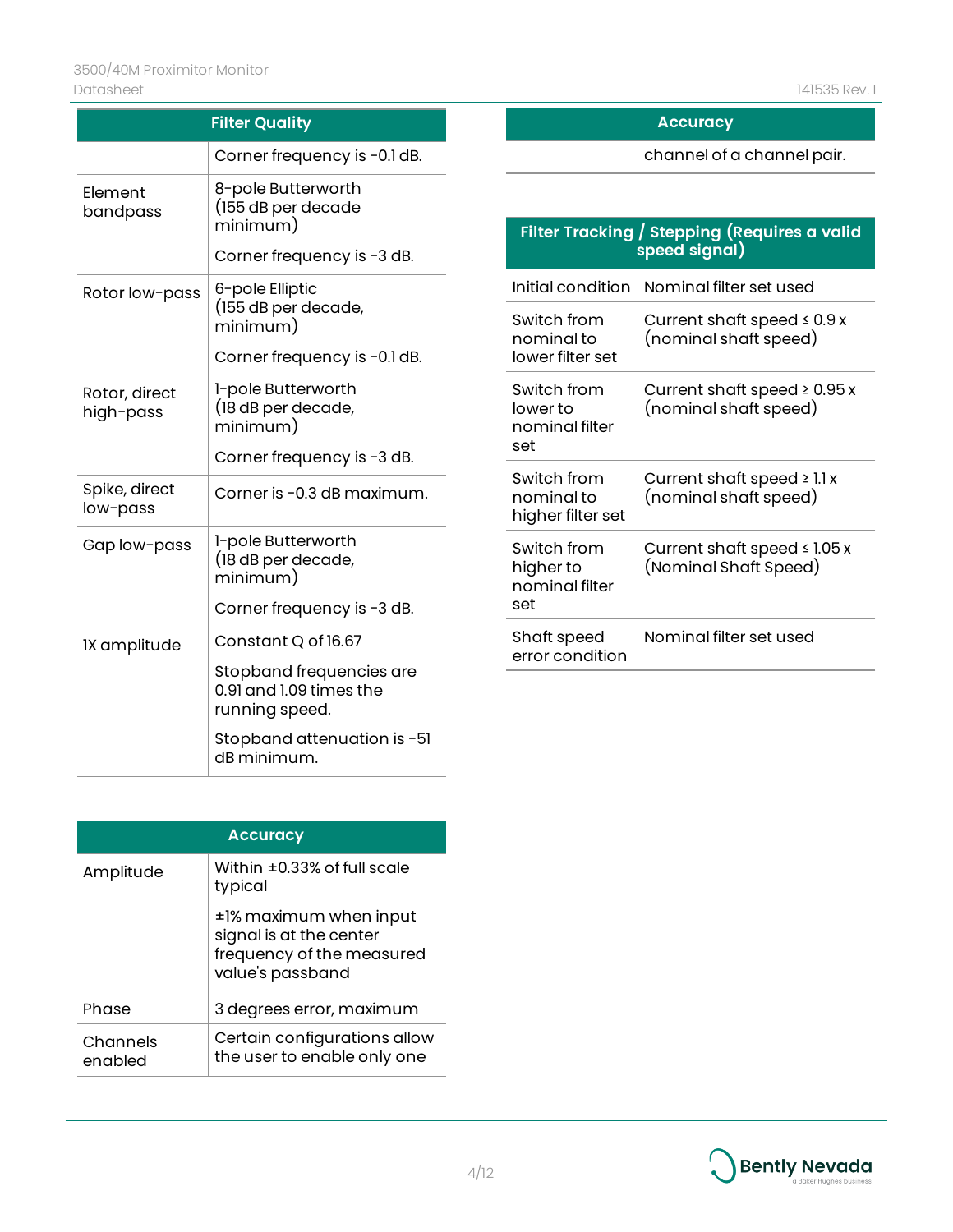| Filter Quality | |
|---|---|
| | Corner frequency is -0.1 dB. |
| Element bandpass | 8-pole Butterworth (155 dB per decade minimum)<br><br>Corner frequency is -3 dB. |
| Rotor low-pass | 6-pole Elliptic (155 dB per decade, minimum)<br><br>Corner frequency is -0.1 dB. |
| Rotor, direct high-pass | 1-pole Butterworth (18 dB per decade, minimum)<br><br>Corner frequency is -3 dB. |
| Spike, direct low-pass | Corner is -0.3 dB maximum. |
| Gap low-pass | 1-pole Butterworth (18 dB per decade, minimum)<br><br>Corner frequency is -3 dB. |
| 1X amplitude | Constant Q of 16.67<br><br>Stopband frequencies are 0.91 and 1.09 times the running speed.<br><br>Stopband attenuation is -51 dB minimum. |

| Accuracy | |
|---|---|
| Amplitude | Within ±0.33% of full scale typical<br><br>±1% maximum when input signal is at the center frequency of the measured value's passband |
| Phase | 3 degrees error, maximum |
| Channels enabled | Certain configurations allow the user to enable only one channel of a channel pair. |

| Filter Tracking / Stepping (Requires a valid speed signal) | |
|---|---|
| Initial condition | Nominal filter set used |
| Switch from nominal to lower filter set | Current shaft speed ≤ 0.9 x (nominal shaft speed) |
| Switch from lower to nominal filter set | Current shaft speed ≥ 0.95 x (nominal shaft speed) |
| Switch from nominal to higher filter set | Current shaft speed ≥ 1.1 x (nominal shaft speed) |
| Switch from higher to nominal filter set | Current shaft speed ≤ 1.05 x (Nominal Shaft Speed) |
| Shaft speed error condition | Nominal filter set used |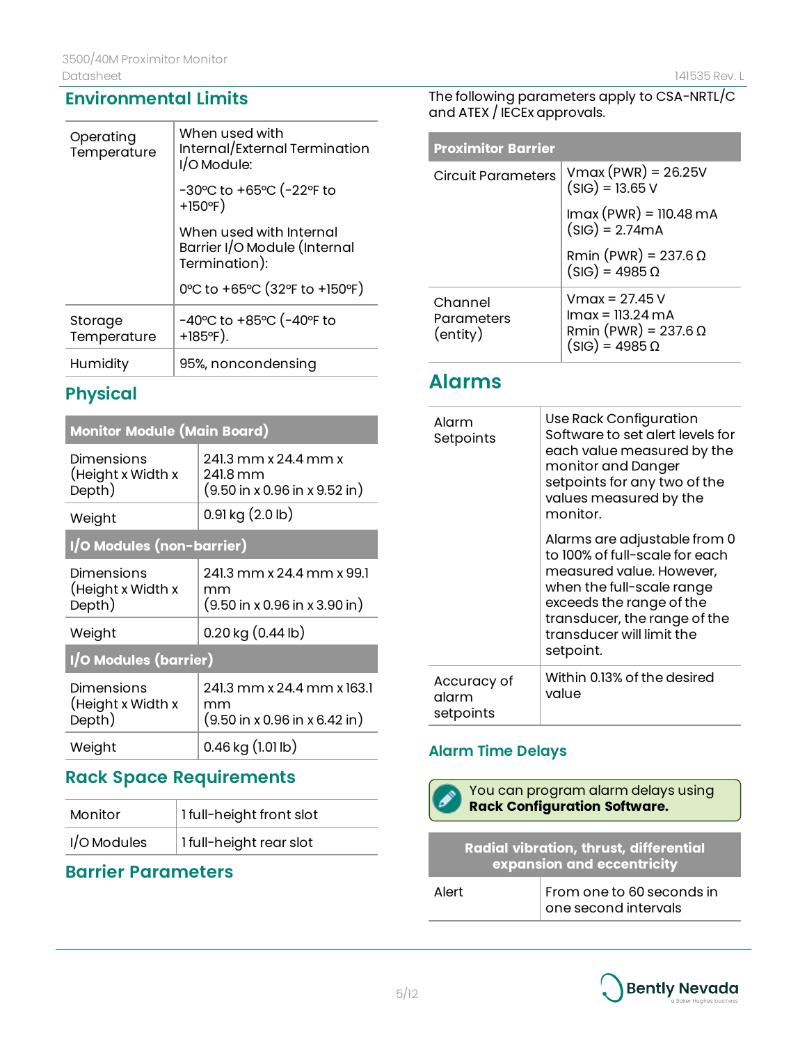## Environmental Limits

| | |
|---|---|
| Operating Temperature | When used with Internal/External Termination I/O Module:<br>-30°C to +65°C (-22°F to +150°F)<br>When used with Internal Barrier I/O Module (Internal Termination):<br>0°C to +65°C (32°F to +150°F) |
| Storage Temperature | -40°C to +85°C (-40°F to +185°F). |
| Humidity | 95%, noncondensing |

## Physical

| **Monitor Module (Main Board)** | |
|---|---|
| Dimensions (Height x Width x Depth) | 241.3 mm x 24.4 mm x 241.8 mm<br>(9.50 in x 0.96 in x 9.52 in) |
| Weight | 0.91 kg (2.0 lb) |
| **I/O Modules (non-barrier)** | |
| Dimensions (Height x Width x Depth) | 241.3 mm x 24.4 mm x 99.1 mm<br>(9.50 in x 0.96 in x 3.90 in) |
| Weight | 0.20 kg (0.44 lb) |
| **I/O Modules (barrier)** | |
| Dimensions (Height x Width x Depth) | 241.3 mm x 24.4 mm x 163.1 mm<br>(9.50 in x 0.96 in x 6.42 in) |
| Weight | 0.46 kg (1.01 lb) |

## Rack Space Requirements

| | |
|---|---|
| Monitor | 1 full-height front slot |
| I/O Modules | 1 full-height rear slot |

## Barrier Parameters

The following parameters apply to CSA-NRTL/C and ATEX / IECEx approvals.

| **Proximitor Barrier** | |
|---|---|
| Circuit Parameters | Vmax (PWR) = 26.25V<br>(SIG) = 13.65 V<br>Imax (PWR) = 110.48 mA<br>(SIG) = 2.74mA<br>Rmin (PWR) = 237.6 Ω<br>(SIG) = 4985 Ω |
| Channel Parameters (entity) | Vmax = 27.45 V<br>Imax = 113.24 mA<br>Rmin (PWR) = 237.6 Ω<br>(SIG) = 4985 Ω |

## Alarms

| | |
|---|---|
| Alarm Setpoints | Use Rack Configuration Software to set alert levels for each value measured by the monitor and Danger setpoints for any two of the values measured by the monitor.<br>Alarms are adjustable from 0 to 100% of full-scale for each measured value. However, when the full-scale range exceeds the range of the transducer, the range of the transducer will limit the setpoint. |
| Accuracy of alarm setpoints | Within 0.13% of the desired value |

### Alarm Time Delays

You can program alarm delays using **Rack Configuration Software.**

| **Radial vibration, thrust, differential expansion and eccentricity** | |
|---|---|
| Alert | From one to 60 seconds in one second intervals |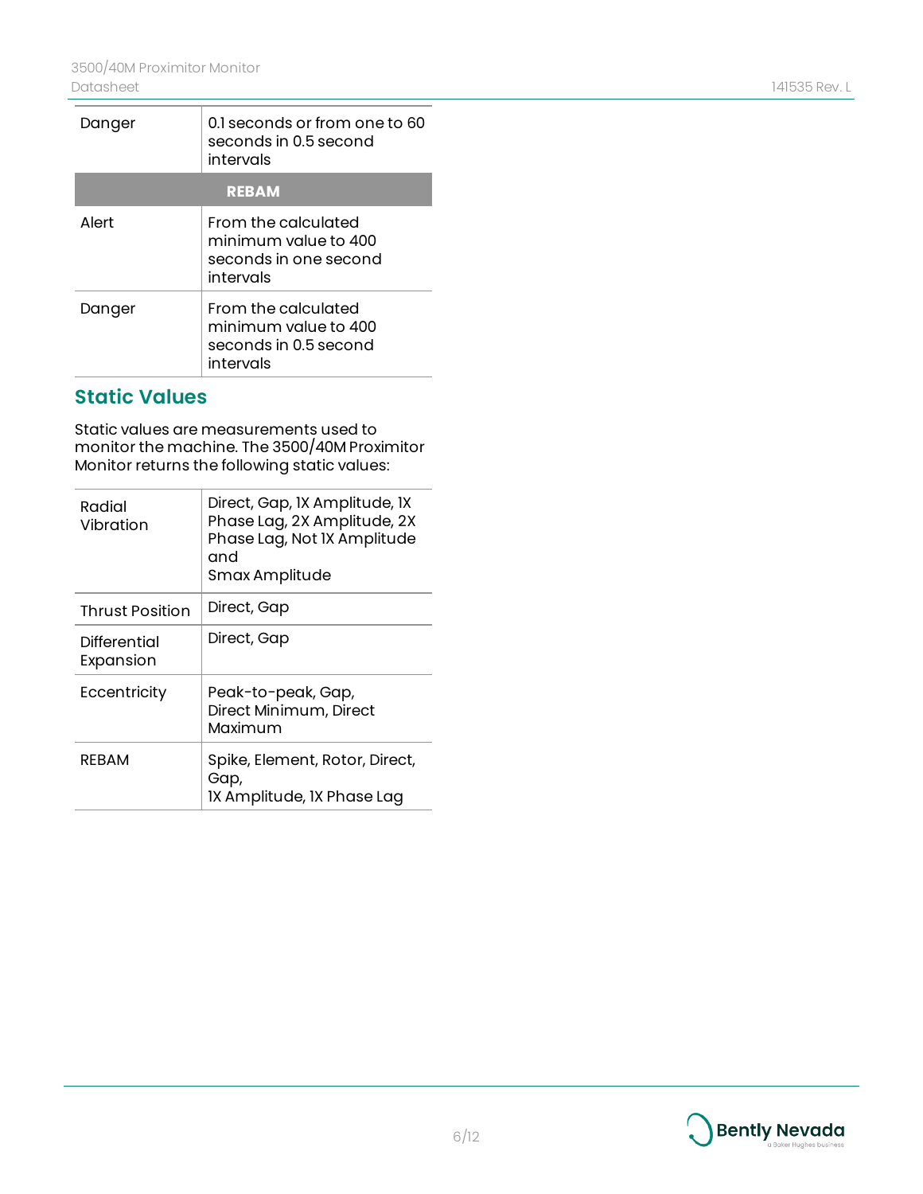| | |
|---|---|
| Danger | 0.1 seconds or from one to 60 seconds in 0.5 second intervals |
| **REBAM** | |
| Alert | From the calculated minimum value to 400 seconds in one second intervals |
| Danger | From the calculated minimum value to 400 seconds in 0.5 second intervals |

## Static Values

Static values are measurements used to monitor the machine. The 3500/40M Proximitor Monitor returns the following static values:

| | |
|---|---|
| Radial Vibration | Direct, Gap, 1X Amplitude, 1X Phase Lag, 2X Amplitude, 2X Phase Lag, Not 1X Amplitude and Smax Amplitude |
| Thrust Position | Direct, Gap |
| Differential Expansion | Direct, Gap |
| Eccentricity | Peak-to-peak, Gap, Direct Minimum, Direct Maximum |
| REBAM | Spike, Element, Rotor, Direct, Gap, 1X Amplitude, 1X Phase Lag |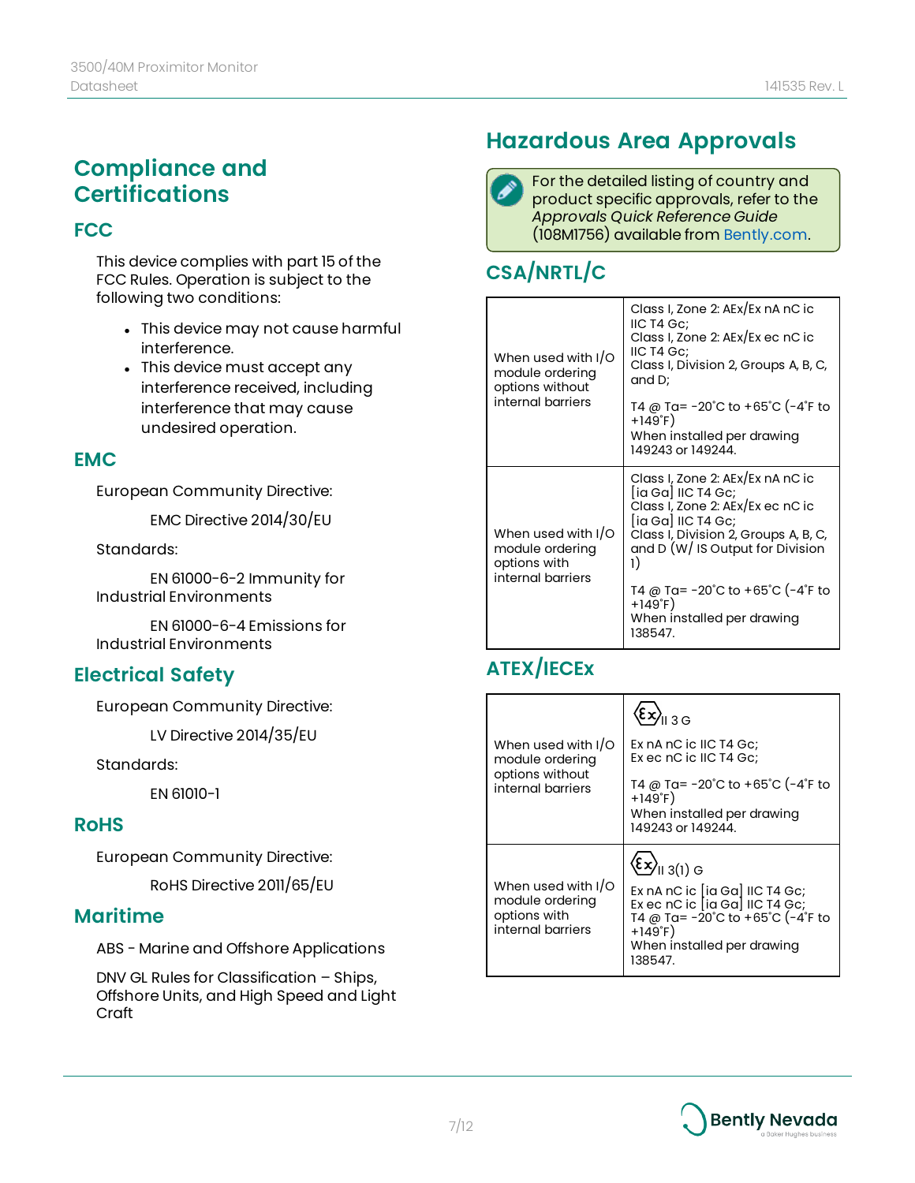## Compliance and Certifications

### FCC

This device complies with part 15 of the FCC Rules. Operation is subject to the following two conditions:

- This device may not cause harmful interference.
- This device must accept any interference received, including interference that may cause undesired operation.

### EMC

European Community Directive:

EMC Directive 2014/30/EU

Standards:

EN 61000-6-2 Immunity for Industrial Environments

EN 61000-6-4 Emissions for Industrial Environments

### Electrical Safety

European Community Directive:

LV Directive 2014/35/EU

Standards:

EN 61010-1

### RoHS

European Community Directive:

RoHS Directive 2011/65/EU

### Maritime

ABS - Marine and Offshore Applications

DNV GL Rules for Classification – Ships, Offshore Units, and High Speed and Light Craft

## Hazardous Area Approvals

For the detailed listing of country and product specific approvals, refer to the *Approvals Quick Reference Guide* (108M1756) available from Bently.com.

### CSA/NRTL/C

| | |
|---|---|
| When used with I/O module ordering options without internal barriers | Class I, Zone 2: AEx/Ex nA nC ic IIC T4 Gc;<br>Class I, Zone 2: AEx/Ex ec nC ic IIC T4 Gc;<br>Class I, Division 2, Groups A, B, C, and D;<br><br>T4 @ Ta= -20˚C to +65˚C (-4˚F to +149˚F)<br>When installed per drawing 149243 or 149244. |
| When used with I/O module ordering options with internal barriers | Class I, Zone 2: AEx/Ex nA nC ic [ia Ga] IIC T4 Gc;<br>Class I, Zone 2: AEx/Ex ec nC ic [ia Ga] IIC T4 Gc;<br>Class I, Division 2, Groups A, B, C, and D (W/ IS Output for Division 1)<br><br>T4 @ Ta= -20˚C to +65˚C (-4˚F to +149˚F)<br>When installed per drawing 138547. |

### ATEX/IECEx

| | |
|---|---|
| When used with I/O module ordering options without internal barriers | Ex II 3 G<br><br>Ex nA nC ic IIC T4 Gc;<br>Ex ec nC ic IIC T4 Gc;<br><br>T4 @ Ta= -20˚C to +65˚C (-4˚F to +149˚F)<br>When installed per drawing 149243 or 149244. |
| When used with I/O module ordering options with internal barriers | Ex II 3(1) G<br><br>Ex nA nC ic [ia Ga] IIC T4 Gc;<br>Ex ec nC ic [ia Ga] IIC T4 Gc;<br>T4 @ Ta= -20˚C to +65˚C (-4˚F to +149˚F)<br>When installed per drawing 138547. |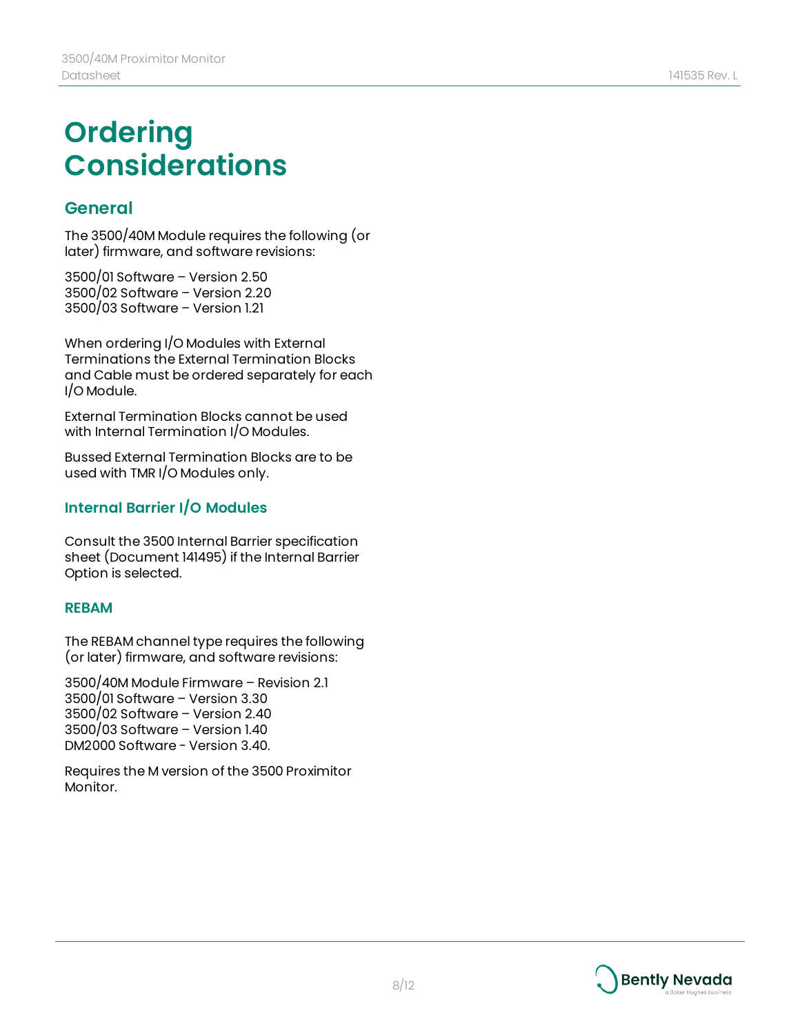# Ordering Considerations

## General

The 3500/40M Module requires the following (or later) firmware, and software revisions:

3500/01 Software – Version 2.50
3500/02 Software – Version 2.20
3500/03 Software – Version 1.21

When ordering I/O Modules with External Terminations the External Termination Blocks and Cable must be ordered separately for each I/O Module.

External Termination Blocks cannot be used with Internal Termination I/O Modules.

Bussed External Termination Blocks are to be used with TMR I/O Modules only.

### Internal Barrier I/O Modules

Consult the 3500 Internal Barrier specification sheet (Document 141495) if the Internal Barrier Option is selected.

### REBAM

The REBAM channel type requires the following (or later) firmware, and software revisions:

3500/40M Module Firmware – Revision 2.1
3500/01 Software – Version 3.30
3500/02 Software – Version 2.40
3500/03 Software – Version 1.40
DM2000 Software - Version 3.40.

Requires the M version of the 3500 Proximitor Monitor.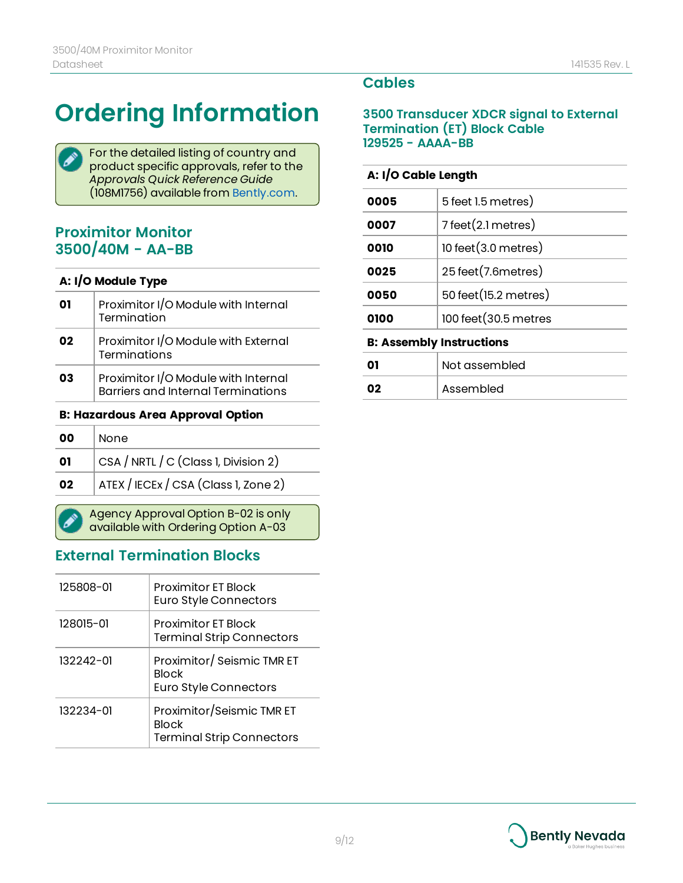# Ordering Information

For the detailed listing of country and product specific approvals, refer to the *Approvals Quick Reference Guide* (108M1756) available from Bently.com.

## Proximitor Monitor 3500/40M - AA-BB

| **A: I/O Module Type** | |
|---|---|
| **01** | Proximitor I/O Module with Internal Termination |
| **02** | Proximitor I/O Module with External Terminations |
| **03** | Proximitor I/O Module with Internal Barriers and Internal Terminations |
| **B: Hazardous Area Approval Option** | |
| **00** | None |
| **01** | CSA / NRTL / C (Class 1, Division 2) |
| **02** | ATEX / IECEx / CSA (Class 1, Zone 2) |

Agency Approval Option B-02 is only available with Ordering Option A-03

## External Termination Blocks

| | |
|---|---|
| 125808-01 | Proximitor ET Block<br>Euro Style Connectors |
| 128015-01 | Proximitor ET Block<br>Terminal Strip Connectors |
| 132242-01 | Proximitor/ Seismic TMR ET Block<br>Euro Style Connectors |
| 132234-01 | Proximitor/Seismic TMR ET Block<br>Terminal Strip Connectors |

## Cables

### 3500 Transducer XDCR signal to External Termination (ET) Block Cable 129525 - AAAA-BB

| **A: I/O Cable Length** | |
|---|---|
| **0005** | 5 feet 1.5 metres) |
| **0007** | 7 feet(2.1 metres) |
| **0010** | 10 feet(3.0 metres) |
| **0025** | 25 feet(7.6metres) |
| **0050** | 50 feet(15.2 metres) |
| **0100** | 100 feet(30.5 metres |
| **B: Assembly Instructions** | |
| **01** | Not assembled |
| **02** | Assembled |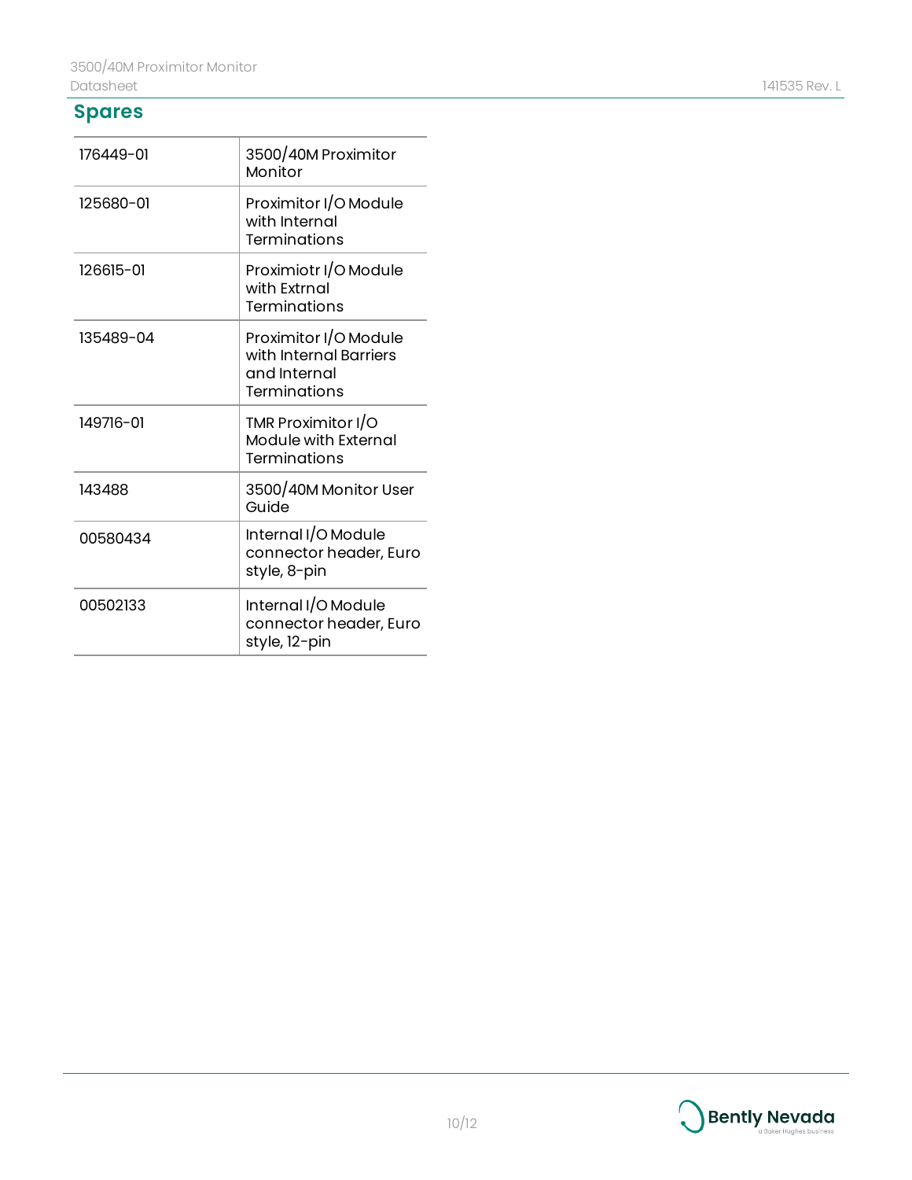## Spares

| | |
|---|---|
| 176449-01 | 3500/40M Proximitor Monitor |
| 125680-01 | Proximitor I/O Module with Internal Terminations |
| 126615-01 | Proximiotr I/O Module with Extrnal Terminations |
| 135489-04 | Proximitor I/O Module with Internal Barriers and Internal Terminations |
| 149716-01 | TMR Proximitor I/O Module with External Terminations |
| 143488 | 3500/40M Monitor User Guide |
| 00580434 | Internal I/O Module connector header, Euro style, 8-pin |
| 00502133 | Internal I/O Module connector header, Euro style, 12-pin |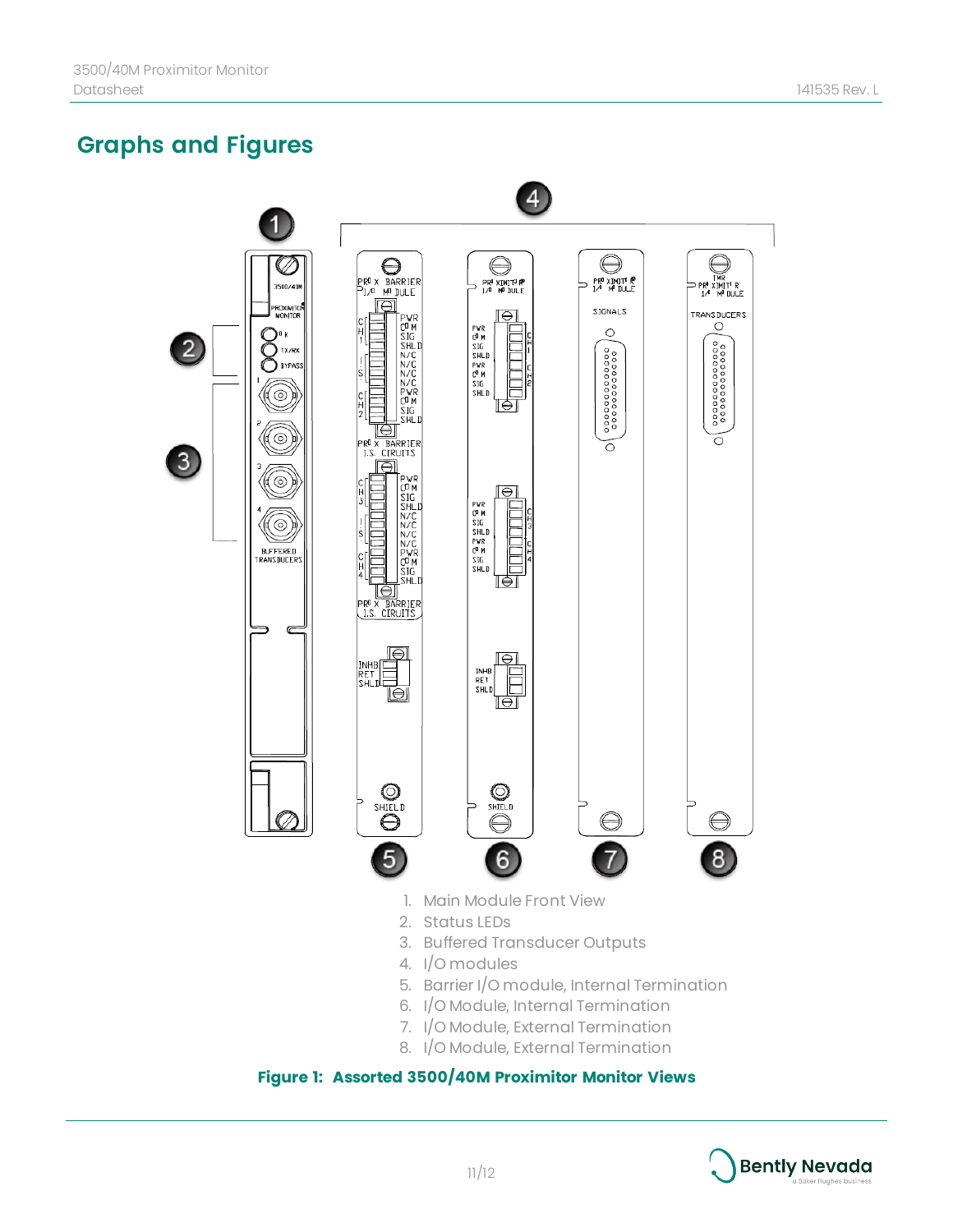## Graphs and Figures

1. Main Module Front View
2. Status LEDs
3. Buffered Transducer Outputs
4. I/O modules
5. Barrier I/O module, Internal Termination
6. I/O Module, Internal Termination
7. I/O Module, External Termination
8. I/O Module, External Termination

**Figure 1: Assorted 3500/40M Proximitor Monitor Views**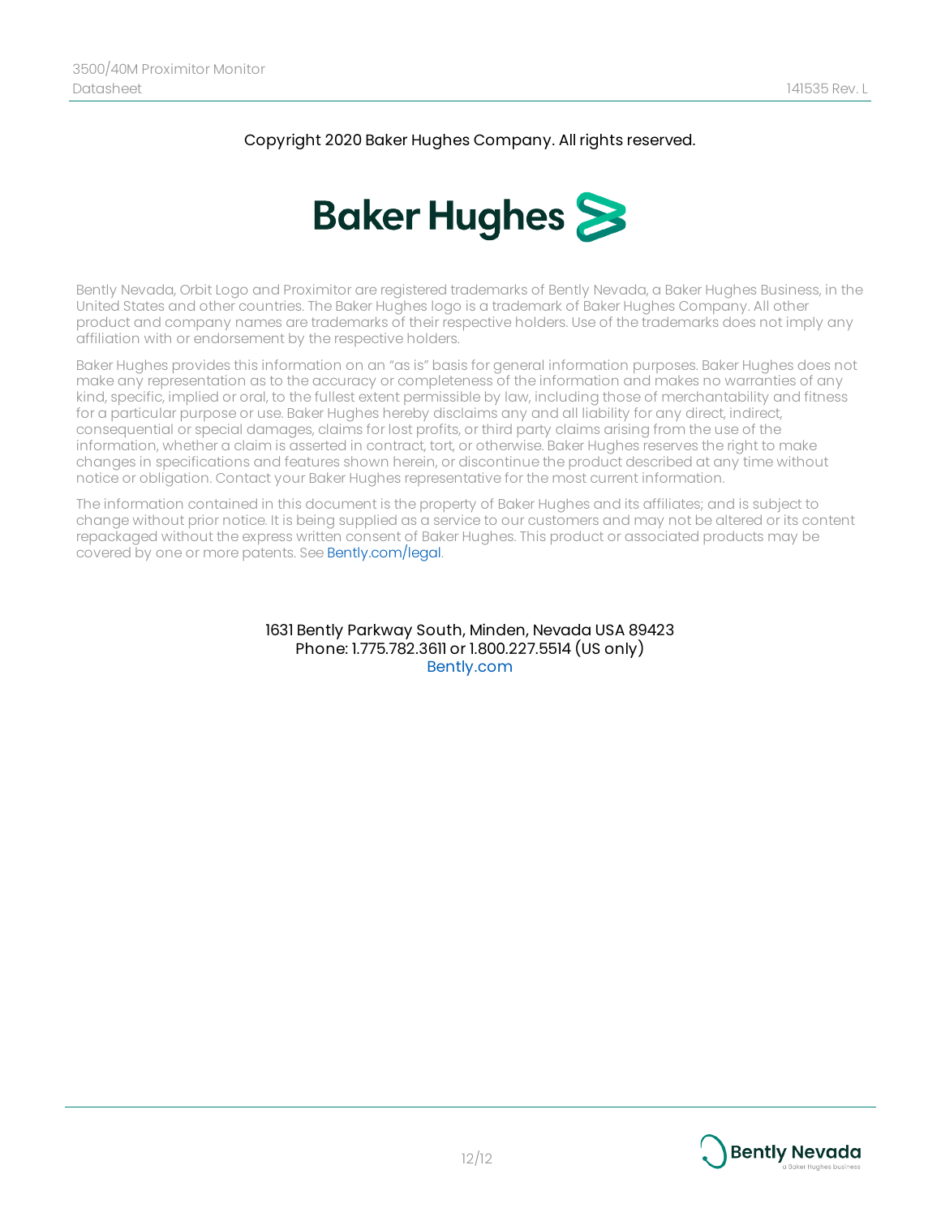Copyright 2020 Baker Hughes Company. All rights reserved.

Bently Nevada, Orbit Logo and Proximitor are registered trademarks of Bently Nevada, a Baker Hughes Business, in the United States and other countries. The Baker Hughes logo is a trademark of Baker Hughes Company. All other product and company names are trademarks of their respective holders. Use of the trademarks does not imply any affiliation with or endorsement by the respective holders.

Baker Hughes provides this information on an "as is" basis for general information purposes. Baker Hughes does not make any representation as to the accuracy or completeness of the information and makes no warranties of any kind, specific, implied or oral, to the fullest extent permissible by law, including those of merchantability and fitness for a particular purpose or use. Baker Hughes hereby disclaims any and all liability for any direct, indirect, consequential or special damages, claims for lost profits, or third party claims arising from the use of the information, whether a claim is asserted in contract, tort, or otherwise. Baker Hughes reserves the right to make changes in specifications and features shown herein, or discontinue the product described at any time without notice or obligation. Contact your Baker Hughes representative for the most current information.

The information contained in this document is the property of Baker Hughes and its affiliates; and is subject to change without prior notice. It is being supplied as a service to our customers and may not be altered or its content repackaged without the express written consent of Baker Hughes. This product or associated products may be covered by one or more patents. See Bently.com/legal.

1631 Bently Parkway South, Minden, Nevada USA 89423
Phone: 1.775.782.3611 or 1.800.227.5514 (US only)
Bently.com